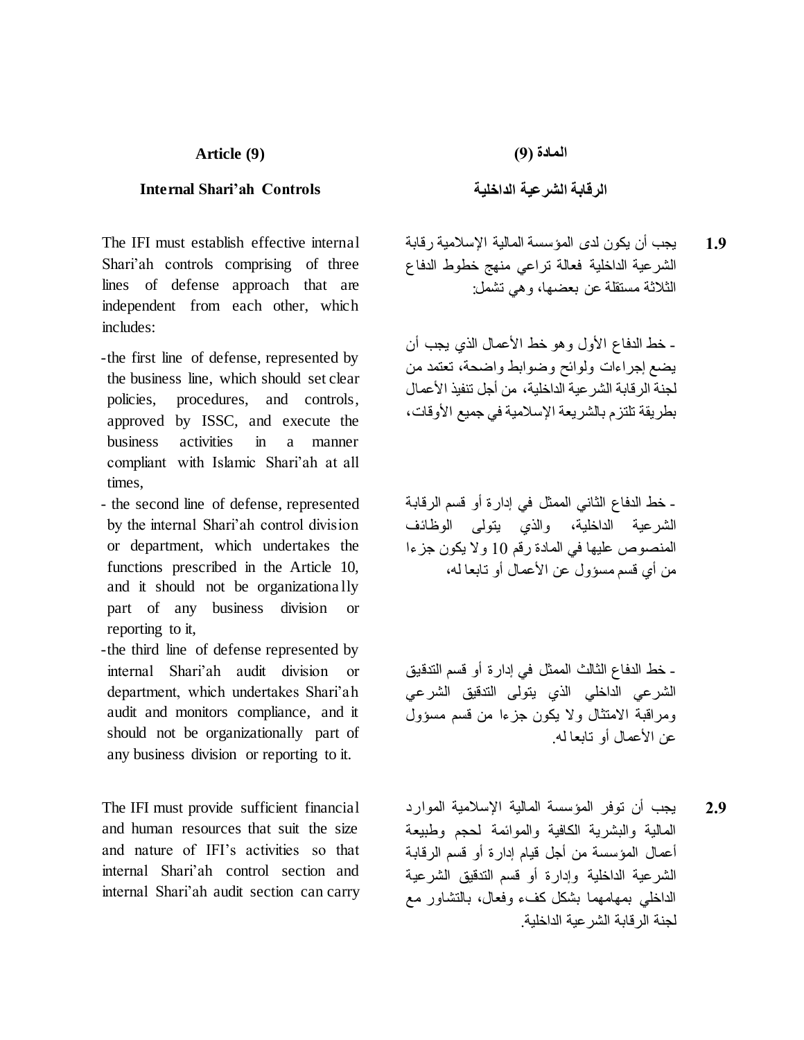## Article (9)

## Internal Shari'ah Controls

The IFI must establish effective internal Shari'ah controls comprising of three lines of defense approach that are independent from each other, which includes:

- the first line of defense, represented by the business line, which should set clear policies, procedures, and controls, approved by ISSC, and execute the business activities in a manner compliant with Islamic Shari'ah at all times,
- the second line of defense, represented by the internal Shari'ah control division or department, which undertakes the functions prescribed in the Article 10, and it should not be organizationally part of any business division or reporting to it,
- the third line of defense represented by internal Shari'ah audit division or department, which undertakes Shari'ah audit and monitors compliance, and it should not be organizationally part of any business division or reporting to it.

The IFI must provide sufficient financial and human resources that suit the size and nature of IFI's activities so that internal Shari'ah control section and internal Shari'ah audit section can carry

## المادة (9)

## الرقابة الشرعية الداخلية

**1.9** يجب أن يكون لدى المؤسسة المالية الإسلامية رقابة الشرعية الداخلية فعالة تراعي منهج خطوط الدفاع الثلاثة مستقلة عن بعضها، وهي تشمل:

- خط الدفاع الأول وهو خط الأعمال الذي يجب أن يضع إجراءات ولوائح وضوابط واضحة، تعتمد من لجنة الرقابة الشرعية الداخلية، من أجل تنفيذ الأعمال بطريقة تلتزم بالشريعة الإسلامية في جميع الأوقات،

- خط الدفاع الثاني الممثل في إدارة أو قسم الرقابة الشرعية الداخلية، والذي يتولى الوظائف المنصوص عليها في المادة رقم 10 ولا يكون جزءا من أي قسم مسؤول عن الأعمال أو تابعا له،

- خط الدفاع الثالث الممثل في إدارة أو قسم التدقيق الشرعي الداخلي الذي يتولى التدقيق الشرعي ومراقبة الامتثال ولا يكون جزءا من قسم مسؤول عن الأعمال أو تابعا له.

**2.9** يجب أن توفر المؤسسة المالية الإسلامية الموارد المالية والبشرية الكافية والموائمة لحجم وطبيعة أعمال المؤسسة من أجل قيام إدارة أو قسم الرقابة الشرعية الداخلية وإدارة أو قسم التدقيق الشرعية الداخلي بمهامهما بشكل كفء وفعال، بالتشاور مع لجنة الرقابة الشرعية الداخلية.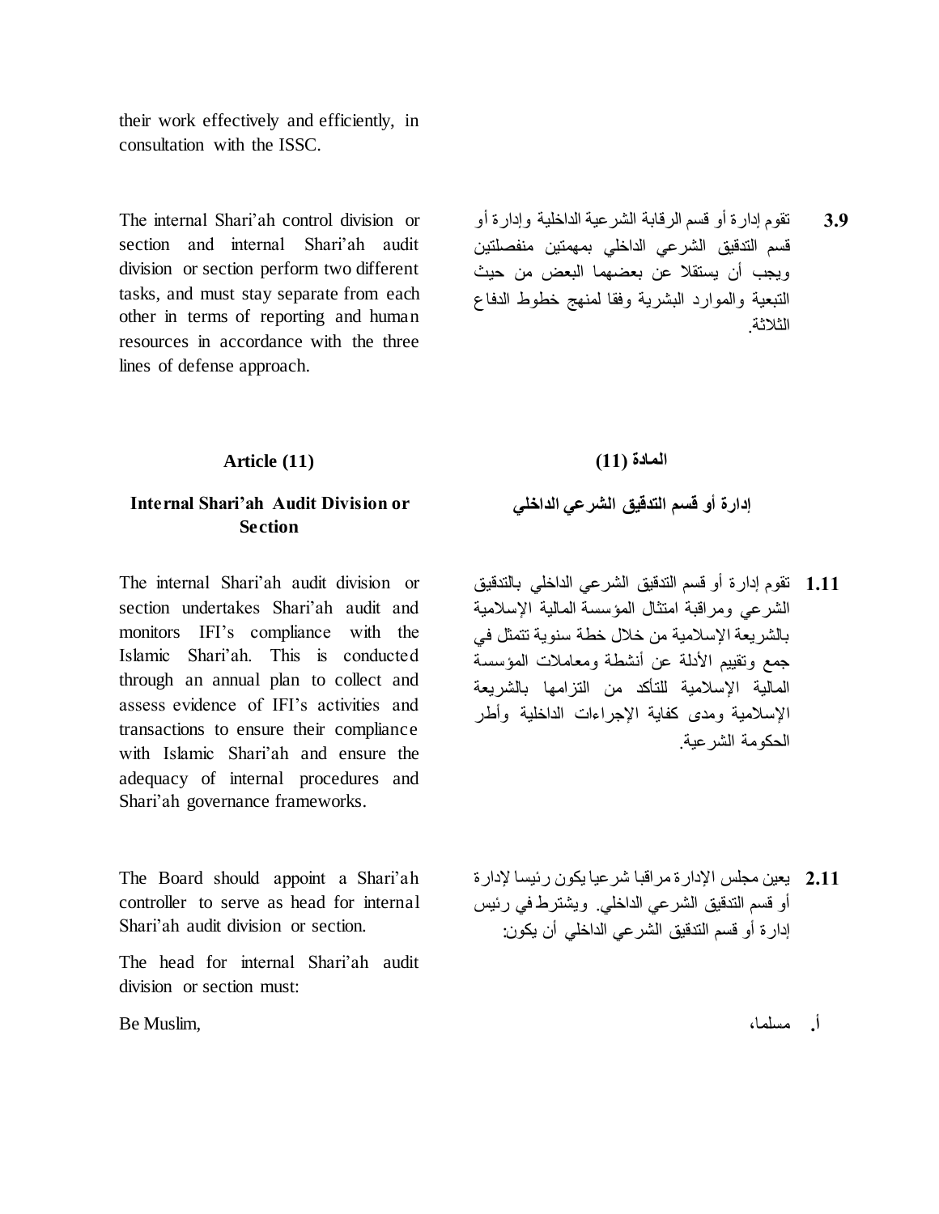their work effectively and efficiently, in consultation with the ISSC.

**3.9** تقوم إدارة أو قسم الرقابة الشرعية الداخلية وإدارة أو قسم التدقيق الشرعي الداخلي بمهمتين منفصلتين ويجب أن يستقلا عن بعضهما البعض من حيث التبعية والموارد البشرية وفقا لمنهج خطوط الدفاع الثلاثة.

The internal Shari'ah control division or section and internal Shari'ah audit division or section perform two different tasks, and must stay separate from each other in terms of reporting and human resources in accordance with the three lines of defense approach.

## Article (11)

## المادة (11)

### Internal Shari'ah Audit Division or Section

### إدارة أو قسم التدقيق الشرعي الداخلي

**1.11** تقوم إدارة أو قسم التدقيق الشرعي الداخلي بالتدقيق الشرعي ومراقبة امتثال المؤسسة المالية الإسلامية بالشريعة الإسلامية من خلال خطة سنوية تتمثل في جمع وتقييم الأدلة عن أنشطة ومعاملات المؤسسة المالية الإسلامية للتأكد من التزامها بالشريعة الإسلامية ومدى كفاية الإجراءات الداخلية وأطر الحكومة الشرعية.

The internal Shari'ah audit division or section undertakes Shari'ah audit and monitors IFI's compliance with the Islamic Shari'ah. This is conducted through an annual plan to collect and assess evidence of IFI's activities and transactions to ensure their compliance with Islamic Shari'ah and ensure the adequacy of internal procedures and Shari'ah governance frameworks.

**2.11** يعين مجلس الإدارة مراقبا شرعيا يكون رئيسا لإدارة أو قسم التدقيق الشرعي الداخلي. ويشترط في رئيس إدارة أو قسم التدقيق الشرعي الداخلي أن يكون:

The Board should appoint a Shari'ah controller to serve as head for internal Shari'ah audit division or section.

The head for internal Shari'ah audit division or section must:

**أ.** مسلما،

Be Muslim,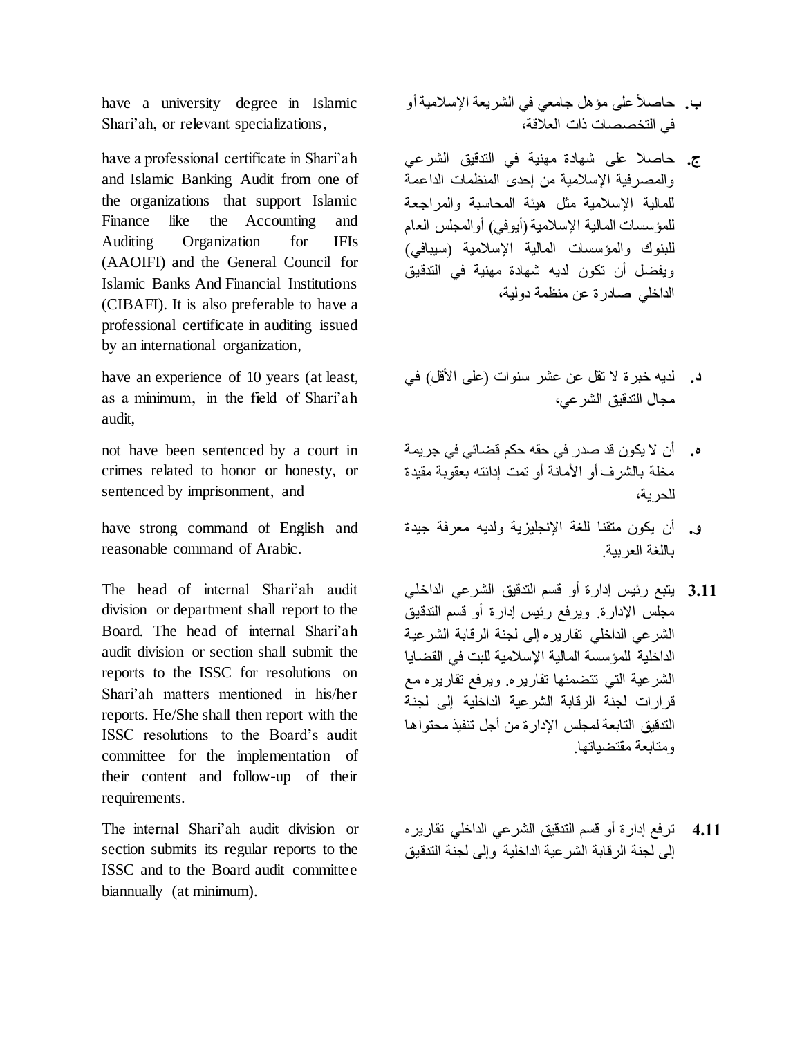have a university degree in Islamic Shari'ah, or relevant specializations,

have a professional certificate in Shari'ah and Islamic Banking Audit from one of the organizations that support Islamic Finance like the Accounting and Auditing Organization for IFIs (AAOIFI) and the General Council for Islamic Banks And Financial Institutions (CIBAFI). It is also preferable to have a professional certificate in auditing issued by an international organization,

have an experience of 10 years (at least, as a minimum, in the field of Shari'ah audit,

not have been sentenced by a court in crimes related to honor or honesty, or sentenced by imprisonment, and

have strong command of English and reasonable command of Arabic.

The head of internal Shari'ah audit division or department shall report to the Board. The head of internal Shari'ah audit division or section shall submit the reports to the ISSC for resolutions on Shari'ah matters mentioned in his/her reports. He/She shall then report with the ISSC resolutions to the Board's audit committee for the implementation of their content and follow-up of their requirements.

The internal Shari'ah audit division or section submits its regular reports to the ISSC and to the Board audit committee biannually (at minimum).

**ب.** حاصلاً على مؤهل جامعي في الشريعة الإسلامية أو في التخصصات ذات العلاقة،

**ج.** حاصلا على شهادة مهنية في التدقيق الشرعي والمصرفية الإسلامية من إحدى المنظمات الداعمة للمالية الإسلامية مثل هيئة المحاسبة والمراجعة للمؤسسات المالية الإسلامية (أيوفي) أوالمجلس العام للبنوك والمؤسسات المالية الإسلامية (سيبافي) ويفضل أن تكون لديه شهادة مهنية في التدقيق الداخلي صادرة عن منظمة دولية،

**د.** لديه خبرة لا تقل عن عشر سنوات (على الأقل) في مجال التدقيق الشرعي،

**ه.** أن لا يكون قد صدر في حقه حكم قضائي في جريمة مخلة بالشرف أو الأمانة أو تمت إدانته بعقوبة مقيدة للحرية،

**و.** أن يكون متقنا للغة الإنجليزية ولديه معرفة جيدة باللغة العربية.

**3.11** يتبع رئيس إدارة أو قسم التدقيق الشرعي الداخلي مجلس الإدارة. ويرفع رئيس إدارة أو قسم التدقيق الشرعي الداخلي تقاريره إلى لجنة الرقابة الشرعية الداخلية للمؤسسة المالية الإسلامية للبت في القضايا الشرعية التي تتضمنها تقاريره. ويرفع تقاريره مع قرارات لجنة الرقابة الشرعية الداخلية إلى لجنة التدقيق التابعة لمجلس الإدارة من أجل تنفيذ محتواها ومتابعة مقتضياتها.

**4.11** ترفع إدارة أو قسم التدقيق الشرعي الداخلي تقاريره إلى لجنة الرقابة الشرعية الداخلية وإلى لجنة التدقيق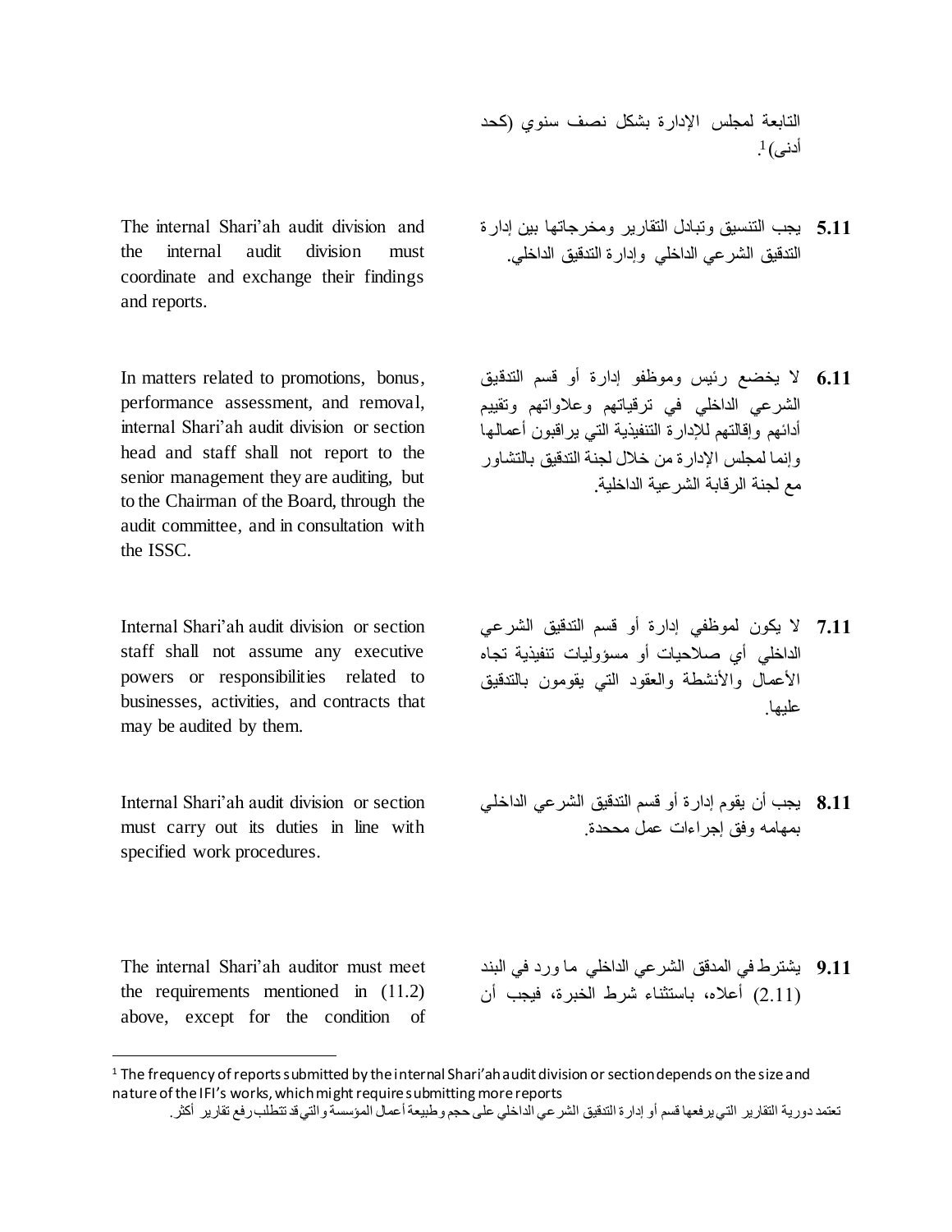التابعة لمجلس الإدارة بشكل نصف سنوي (كحد أدنى)[1].

**5.11** يجب التنسيق وتبادل التقارير ومخرجاتها بين إدارة التدقيق الشرعي الداخلي وإدارة التدقيق الداخلي.

The internal Shari'ah audit division and the internal audit division must coordinate and exchange their findings and reports.

**6.11** لا يخضع رئيس وموظفو إدارة أو قسم التدقيق الشرعي الداخلي في ترقياتهم وعلاواتهم وتقييم أدائهم وإقالتهم للإدارة التنفيذية التي يراقبون أعمالها وإنما لمجلس الإدارة من خلال لجنة التدقيق بالتشاور مع لجنة الرقابة الشرعية الداخلية.

In matters related to promotions, bonus, performance assessment, and removal, internal Shari'ah audit division or section head and staff shall not report to the senior management they are auditing, but to the Chairman of the Board, through the audit committee, and in consultation with the ISSC.

**7.11** لا يكون لموظفي إدارة أو قسم التدقيق الشرعي الداخلي أي صلاحيات أو مسؤوليات تنفيذية تجاه الأعمال والأنشطة والعقود التي يقومون بالتدقيق عليها.

Internal Shari'ah audit division or section staff shall not assume any executive powers or responsibilities related to businesses, activities, and contracts that may be audited by them.

**8.11** يجب أن يقوم إدارة أو قسم التدقيق الشرعي الداخلي بمهامه وفق إجراءات عمل محددة.

Internal Shari'ah audit division or section must carry out its duties in line with specified work procedures.

**9.11** يشترط في المدقق الشرعي الداخلي ما ورد في البند (2.11) أعلاه، باستثناء شرط الخبرة، فيجب أن

The internal Shari'ah auditor must meet the requirements mentioned in (11.2) above, except for the condition of

---

[1] The frequency of reports submitted by the internal Shari'ah audit division or section depends on the size and nature of the IFI's works, which might require submitting more reports

تعتمد دورية التقارير التي يرفعها قسم أو إدارة التدقيق الشرعي الداخلي على حجم وطبيعة أعمال المؤسسة والتي قد تتطلب رفع تقارير أكثر.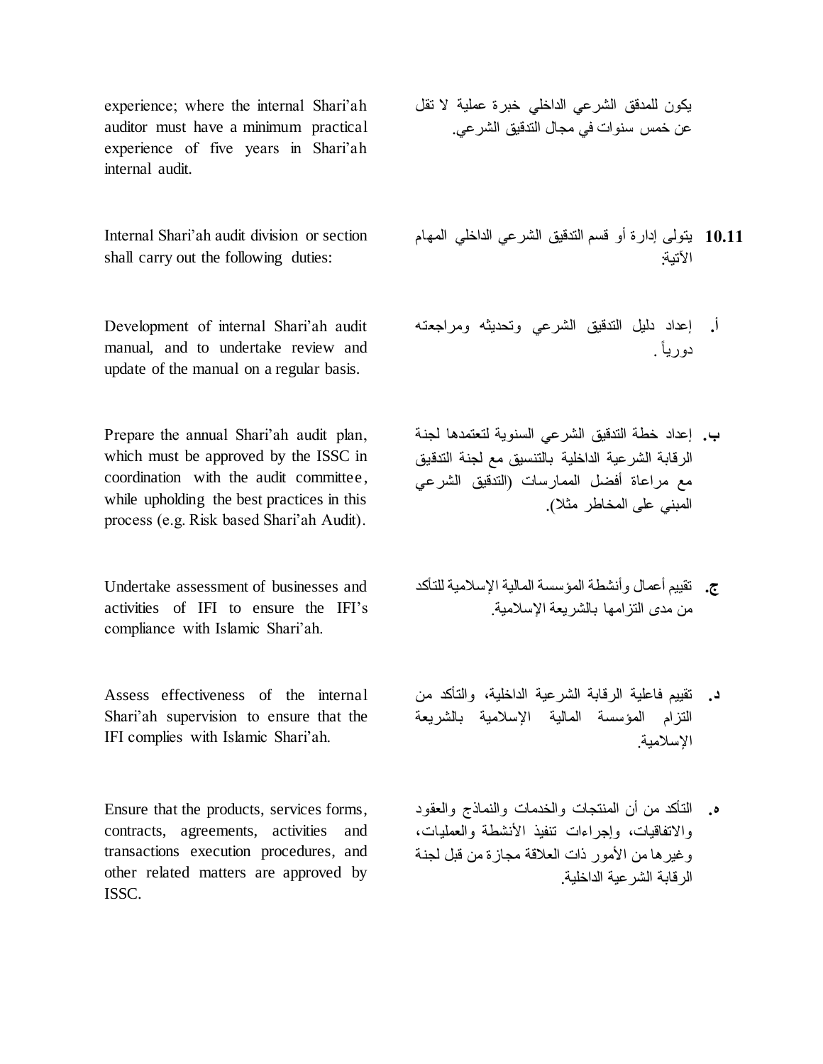experience; where the internal Shari'ah auditor must have a minimum practical experience of five years in Shari'ah internal audit.

يكون للمدقق الشرعي الداخلي خبرة عملية لا تقل عن خمس سنوات في مجال التدقيق الشرعي.

**10.11** Internal Shari'ah audit division or section shall carry out the following duties:

يتولى إدارة أو قسم التدقيق الشرعي الداخلي المهام الآتية:

Development of internal Shari'ah audit manual, and to undertake review and update of the manual on a regular basis.

**أ.** إعداد دليل التدقيق الشرعي وتحديثه ومراجعته دورياً .

Prepare the annual Shari'ah audit plan, which must be approved by the ISSC in coordination with the audit committee, while upholding the best practices in this process (e.g. Risk based Shari'ah Audit).

**ب.** إعداد خطة التدقيق الشرعي السنوية لتعتمدها لجنة الرقابة الشرعية الداخلية بالتنسيق مع لجنة التدقيق مع مراعاة أفضل الممارسات (التدقيق الشرعي المبني على المخاطر مثلا).

Undertake assessment of businesses and activities of IFI to ensure the IFI's compliance with Islamic Shari'ah.

**ج.** تقييم أعمال وأنشطة المؤسسة المالية الإسلامية للتأكد من مدى التزامها بالشريعة الإسلامية.

Assess effectiveness of the internal Shari'ah supervision to ensure that the IFI complies with Islamic Shari'ah.

**د.** تقييم فاعلية الرقابة الشرعية الداخلية، والتأكد من التزام المؤسسة المالية الإسلامية بالشريعة الإسلامية.

Ensure that the products, services forms, contracts, agreements, activities and transactions execution procedures, and other related matters are approved by ISSC.

**ه.** التأكد من أن المنتجات والخدمات والنماذج والعقود والاتفاقيات، وإجراءات تنفيذ الأنشطة والعمليات، وغيرها من الأمور ذات العلاقة مجازة من قبل لجنة الرقابة الشرعية الداخلية.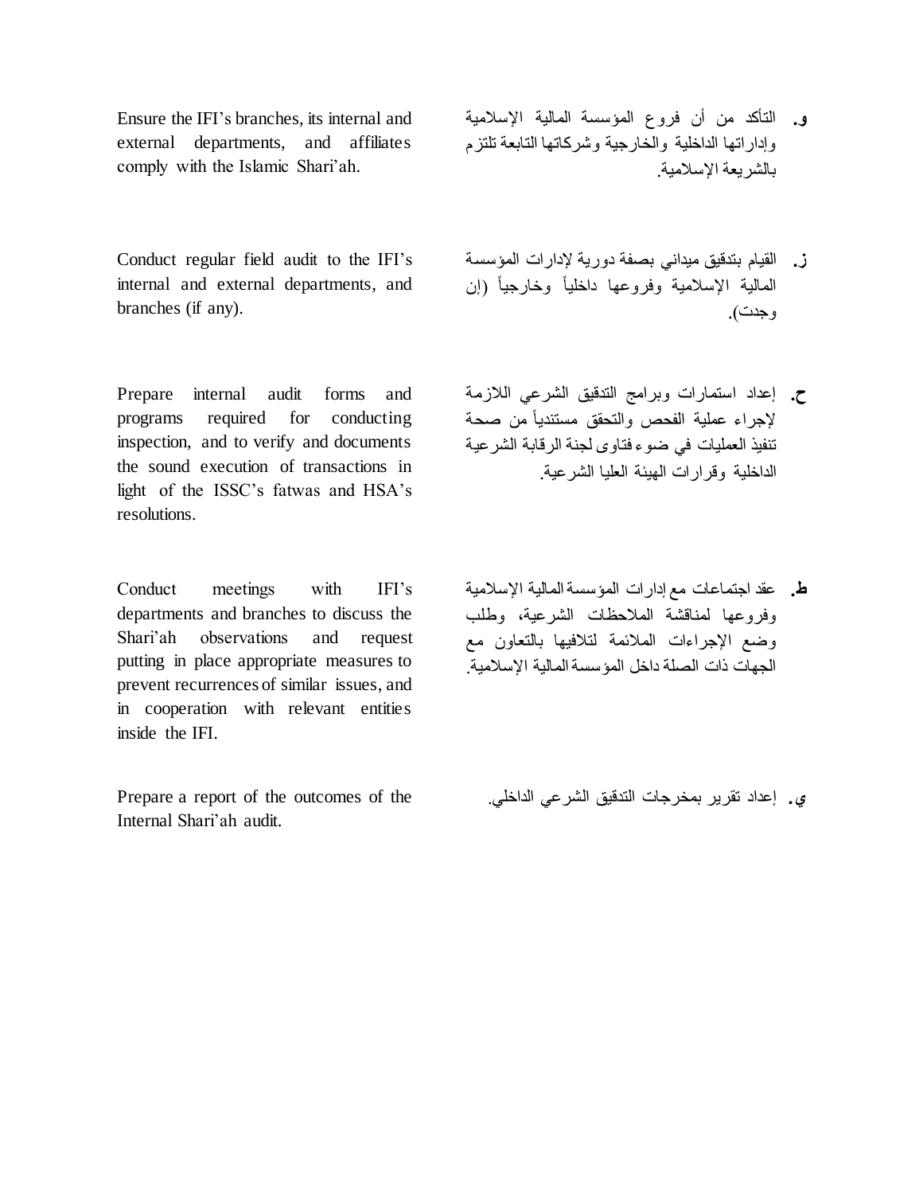| English | Arabic |
| --- | --- |
| Ensure the IFI's branches, its internal and external departments, and affiliates comply with the Islamic Shari'ah. | **و.** التأكد من أن فروع المؤسسة المالية الإسلامية وإداراتها الداخلية والخارجية وشركاتها التابعة تلتزم بالشريعة الإسلامية. |
| Conduct regular field audit to the IFI's internal and external departments, and branches (if any). | **ز.** القيام بتدقيق ميداني بصفة دورية لإدارات المؤسسة المالية الإسلامية وفروعها داخلياً وخارجياً (إن وجدت). |
| Prepare internal audit forms and programs required for conducting inspection, and to verify and documents the sound execution of transactions in light of the ISSC's fatwas and HSA's resolutions. | **ح.** إعداد استمارات وبرامج التدقيق الشرعي اللازمة لإجراء عملية الفحص والتحقق مستنداً من صحة تنفيذ العمليات في ضوء فتاوى لجنة الرقابة الشرعية الداخلية وقرارات الهيئة العليا الشرعية. |
| Conduct meetings with IFI's departments and branches to discuss the Shari'ah observations and request putting in place appropriate measures to prevent recurrences of similar issues, and in cooperation with relevant entities inside the IFI. | **ط.** عقد اجتماعات مع إدارات المؤسسة المالية الإسلامية وفروعها لمناقشة الملاحظات الشرعية، وطلب وضع الإجراءات الملائمة لتلافيها بالتعاون مع الجهات ذات الصلة داخل المؤسسة المالية الإسلامية. |
| Prepare a report of the outcomes of the Internal Shari'ah audit. | **ي.** إعداد تقرير بمخرجات التدقيق الشرعي الداخلي. |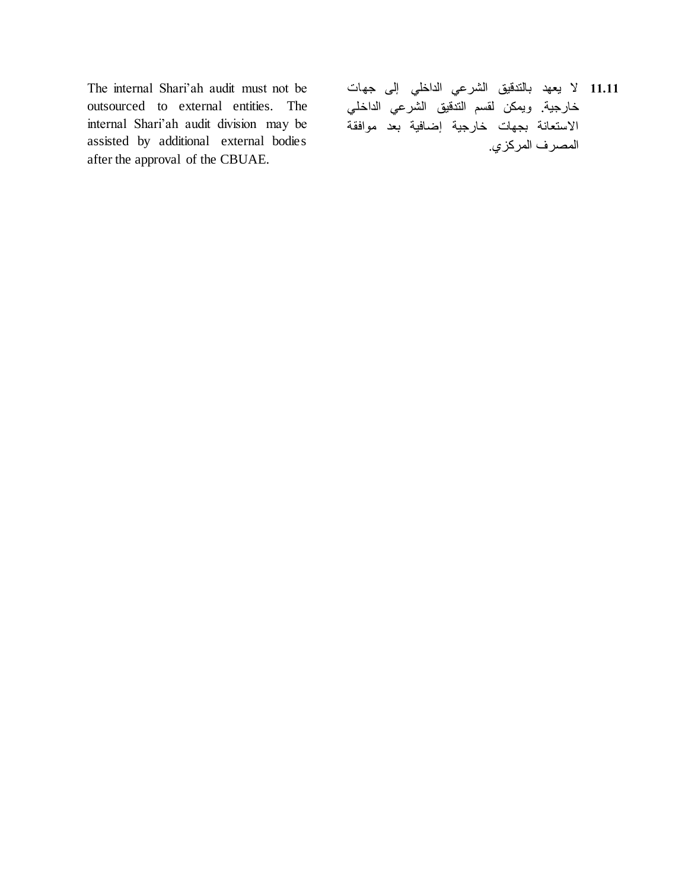The internal Shari'ah audit must not be outsourced to external entities. The internal Shari'ah audit division may be assisted by additional external bodies after the approval of the CBUAE.

**11.11** لا يعهد بالتدقيق الشرعي الداخلي إلى جهات خارجية. ويمكن لقسم التدقيق الشرعي الداخلي الاستعانة بجهات خارجية إضافية بعد موافقة المصرف المركزي.